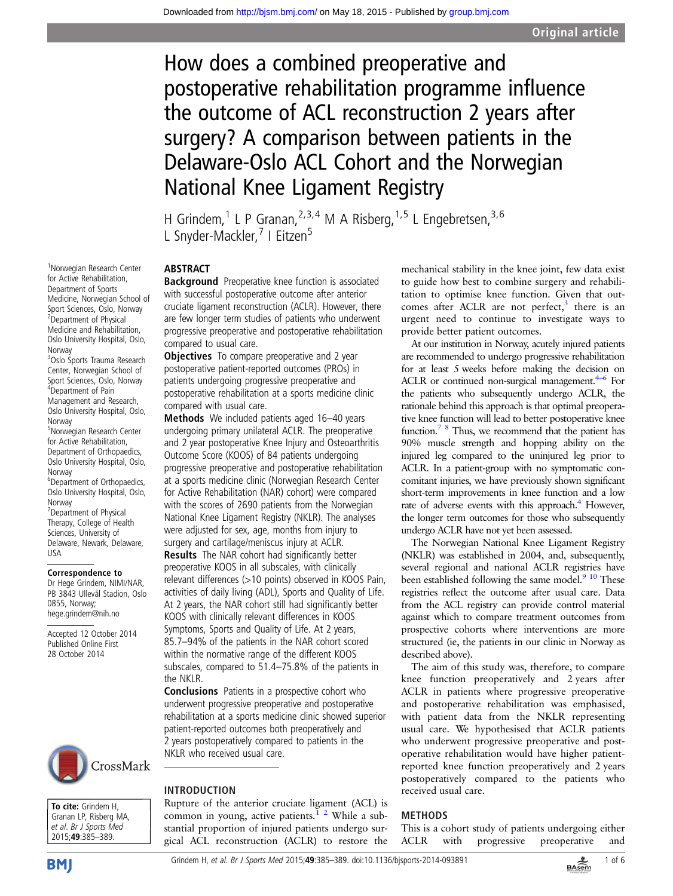# How does a combined preoperative and postoperative rehabilitation programme influence the outcome of ACL reconstruction 2 years after surgery? A comparison between patients in the Delaware-Oslo ACL Cohort and the Norwegian National Knee Ligament Registry

H Grindem,[1] L P Granan,[2,3,4] M A Risberg,[1,5] L Engebretsen,[3,6] L Snyder-Mackler,[7] I Eitzen[5]

[1]Norwegian Research Center for Active Rehabilitation, Department of Sports Medicine, Norwegian School of Sport Sciences, Oslo, Norway
[2]Department of Physical Medicine and Rehabilitation, Oslo University Hospital, Oslo, Norway
[3]Oslo Sports Trauma Research Center, Norwegian School of Sport Sciences, Oslo, Norway
[4]Department of Pain Management and Research, Oslo University Hospital, Oslo, Norway
[5]Norwegian Research Center for Active Rehabilitation, Department of Orthopaedics, Oslo University Hospital, Oslo, Norway
[6]Department of Orthopaedics, Oslo University Hospital, Oslo, Norway
[7]Department of Physical Therapy, College of Health Sciences, University of Delaware, Newark, Delaware, USA

**Correspondence to**
Dr Hege Grindem, NIMI/NAR, PB 3843 Ullevål Stadion, Oslo 0855, Norway; hege.grindem@nih.no

Accepted 12 October 2014
Published Online First 28 October 2014

**To cite:** Grindem H, Granan LP, Risberg MA, *et al*. *Br J Sports Med* 2015;**49**:385–389.

## ABSTRACT

**Background** Preoperative knee function is associated with successful postoperative outcome after anterior cruciate ligament reconstruction (ACLR). However, there are few longer term studies of patients who underwent progressive preoperative and postoperative rehabilitation compared to usual care.

**Objectives** To compare preoperative and 2 year postoperative patient-reported outcomes (PROs) in patients undergoing progressive preoperative and postoperative rehabilitation at a sports medicine clinic compared with usual care.

**Methods** We included patients aged 16–40 years undergoing primary unilateral ACLR. The preoperative and 2 year postoperative Knee Injury and Osteoarthritis Outcome Score (KOOS) of 84 patients undergoing progressive preoperative and postoperative rehabilitation at a sports medicine clinic (Norwegian Research Center for Active Rehabilitation (NAR) cohort) were compared with the scores of 2690 patients from the Norwegian National Knee Ligament Registry (NKLR). The analyses were adjusted for sex, age, months from injury to surgery and cartilage/meniscus injury at ACLR.

**Results** The NAR cohort had significantly better preoperative KOOS in all subscales, with clinically relevant differences (>10 points) observed in KOOS Pain, activities of daily living (ADL), Sports and Quality of Life. At 2 years, the NAR cohort still had significantly better KOOS with clinically relevant differences in KOOS Symptoms, Sports and Quality of Life. At 2 years, 85.7–94% of the patients in the NAR cohort scored within the normative range of the different KOOS subscales, compared to 51.4–75.8% of the patients in the NKLR.

**Conclusions** Patients in a prospective cohort who underwent progressive preoperative and postoperative rehabilitation at a sports medicine clinic showed superior patient-reported outcomes both preoperatively and 2 years postoperatively compared to patients in the NKLR who received usual care.

## INTRODUCTION

Rupture of the anterior cruciate ligament (ACL) is common in young, active patients.[1 2] While a substantial proportion of injured patients undergo surgical ACL reconstruction (ACLR) to restore the mechanical stability in the knee joint, few data exist to guide how best to combine surgery and rehabilitation to optimise knee function. Given that outcomes after ACLR are not perfect,[3] there is an urgent need to continue to investigate ways to provide better patient outcomes.

At our institution in Norway, acutely injured patients are recommended to undergo progressive rehabilitation for at least 5 weeks before making the decision on ACLR or continued non-surgical management.[4–6] For the patients who subsequently undergo ACLR, the rationale behind this approach is that optimal preoperative knee function will lead to better postoperative knee function.[7 8] Thus, we recommend that the patient has 90% muscle strength and hopping ability on the injured leg compared to the uninjured leg prior to ACLR. In a patient-group with no symptomatic concomitant injuries, we have previously shown significant short-term improvements in knee function and a low rate of adverse events with this approach.[4] However, the longer term outcomes for those who subsequently undergo ACLR have not yet been assessed.

The Norwegian National Knee Ligament Registry (NKLR) was established in 2004, and, subsequently, several regional and national ACLR registries have been established following the same model.[9 10] These registries reflect the outcome after usual care. Data from the ACL registry can provide control material against which to compare treatment outcomes from prospective cohorts where interventions are more structured (ie, the patients in our clinic in Norway as described above).

The aim of this study was, therefore, to compare knee function preoperatively and 2 years after ACLR in patients where progressive preoperative and postoperative rehabilitation was emphasised, with patient data from the NKLR representing usual care. We hypothesised that ACLR patients who underwent progressive preoperative and postoperative rehabilitation would have higher patient-reported knee function preoperatively and 2 years postoperatively compared to the patients who received usual care.

## METHODS

This is a cohort study of patients undergoing either ACLR with progressive preoperative and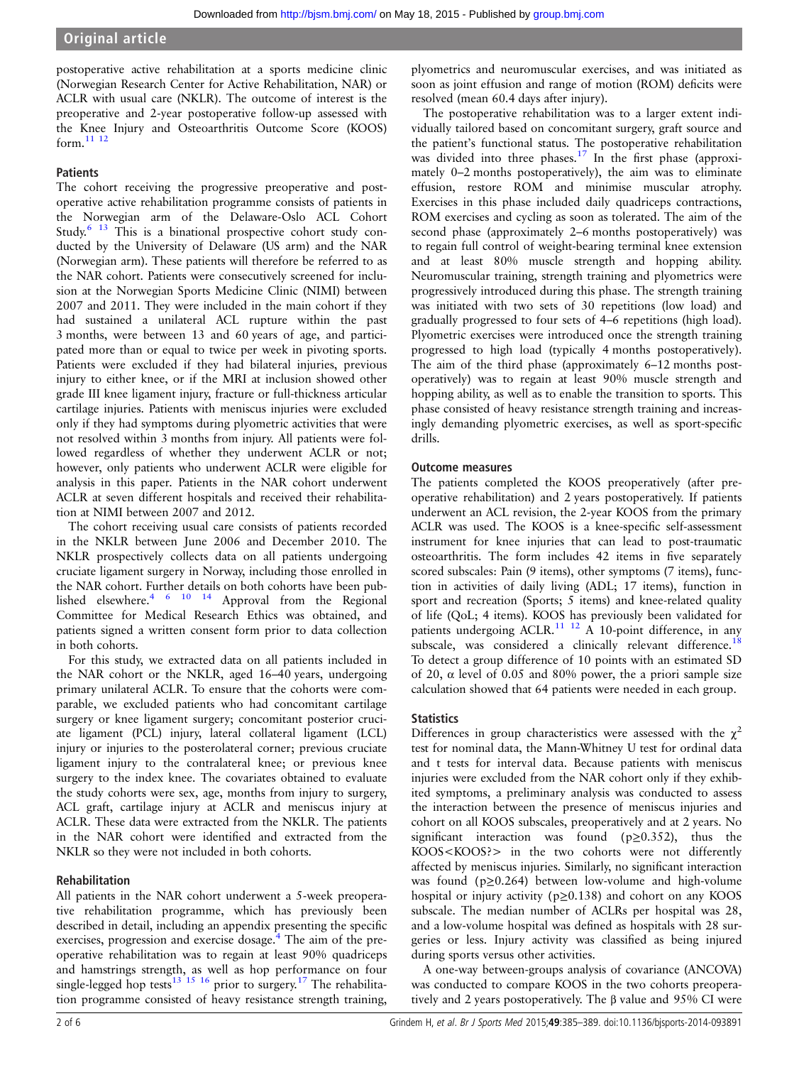postoperative active rehabilitation at a sports medicine clinic (Norwegian Research Center for Active Rehabilitation, NAR) or ACLR with usual care (NKLR). The outcome of interest is the preoperative and 2-year postoperative follow-up assessed with the Knee Injury and Osteoarthritis Outcome Score (KOOS) form.[11 12]

### Patients

The cohort receiving the progressive preoperative and postoperative active rehabilitation programme consists of patients in the Norwegian arm of the Delaware-Oslo ACL Cohort Study.[6 13] This is a binational prospective cohort study conducted by the University of Delaware (US arm) and the NAR (Norwegian arm). These patients will therefore be referred to as the NAR cohort. Patients were consecutively screened for inclusion at the Norwegian Sports Medicine Clinic (NIMI) between 2007 and 2011. They were included in the main cohort if they had sustained a unilateral ACL rupture within the past 3 months, were between 13 and 60 years of age, and participated more than or equal to twice per week in pivoting sports. Patients were excluded if they had bilateral injuries, previous injury to either knee, or if the MRI at inclusion showed other grade III knee ligament injury, fracture or full-thickness articular cartilage injuries. Patients with meniscus injuries were excluded only if they had symptoms during plyometric activities that were not resolved within 3 months from injury. All patients were followed regardless of whether they underwent ACLR or not; however, only patients who underwent ACLR were eligible for analysis in this paper. Patients in the NAR cohort underwent ACLR at seven different hospitals and received their rehabilitation at NIMI between 2007 and 2012.

The cohort receiving usual care consists of patients recorded in the NKLR between June 2006 and December 2010. The NKLR prospectively collects data on all patients undergoing cruciate ligament surgery in Norway, including those enrolled in the NAR cohort. Further details on both cohorts have been published elsewhere.[4 6 10 14] Approval from the Regional Committee for Medical Research Ethics was obtained, and patients signed a written consent form prior to data collection in both cohorts.

For this study, we extracted data on all patients included in the NAR cohort or the NKLR, aged 16–40 years, undergoing primary unilateral ACLR. To ensure that the cohorts were comparable, we excluded patients who had concomitant cartilage surgery or knee ligament surgery; concomitant posterior cruciate ligament (PCL) injury, lateral collateral ligament (LCL) injury or injuries to the posterolateral corner; previous cruciate ligament injury to the contralateral knee; or previous knee surgery to the index knee. The covariates obtained to evaluate the study cohorts were sex, age, months from injury to surgery, ACL graft, cartilage injury at ACLR and meniscus injury at ACLR. These data were extracted from the NKLR. The patients in the NAR cohort were identified and extracted from the NKLR so they were not included in both cohorts.

### Rehabilitation

All patients in the NAR cohort underwent a 5-week preoperative rehabilitation programme, which has previously been described in detail, including an appendix presenting the specific exercises, progression and exercise dosage.[4] The aim of the preoperative rehabilitation was to regain at least 90% quadriceps and hamstrings strength, as well as hop performance on four single-legged hop tests[13 15 16] prior to surgery.[17] The rehabilitation programme consisted of heavy resistance strength training, plyometrics and neuromuscular exercises, and was initiated as soon as joint effusion and range of motion (ROM) deficits were resolved (mean 60.4 days after injury).

The postoperative rehabilitation was to a larger extent individually tailored based on concomitant surgery, graft source and the patient's functional status. The postoperative rehabilitation was divided into three phases.[17] In the first phase (approximately 0–2 months postoperatively), the aim was to eliminate effusion, restore ROM and minimise muscular atrophy. Exercises in this phase included daily quadriceps contractions, ROM exercises and cycling as soon as tolerated. The aim of the second phase (approximately 2–6 months postoperatively) was to regain full control of weight-bearing terminal knee extension and at least 80% muscle strength and hopping ability. Neuromuscular training, strength training and plyometrics were progressively introduced during this phase. The strength training was initiated with two sets of 30 repetitions (low load) and gradually progressed to four sets of 4–6 repetitions (high load). Plyometric exercises were introduced once the strength training progressed to high load (typically 4 months postoperatively). The aim of the third phase (approximately 6–12 months postoperatively) was to regain at least 90% muscle strength and hopping ability, as well as to enable the transition to sports. This phase consisted of heavy resistance strength training and increasingly demanding plyometric exercises, as well as sport-specific drills.

### Outcome measures

The patients completed the KOOS preoperatively (after preoperative rehabilitation) and 2 years postoperatively. If patients underwent an ACL revision, the 2-year KOOS from the primary ACLR was used. The KOOS is a knee-specific self-assessment instrument for knee injuries that can lead to post-traumatic osteoarthritis. The form includes 42 items in five separately scored subscales: Pain (9 items), other symptoms (7 items), function in activities of daily living (ADL; 17 items), function in sport and recreation (Sports; 5 items) and knee-related quality of life (QoL; 4 items). KOOS has previously been validated for patients undergoing ACLR.[11 12] A 10-point difference, in any subscale, was considered a clinically relevant difference.[18] To detect a group difference of 10 points with an estimated SD of 20, α level of 0.05 and 80% power, the a priori sample size calculation showed that 64 patients were needed in each group.

### Statistics

Differences in group characteristics were assessed with the $\chi^2$ test for nominal data, the Mann-Whitney U test for ordinal data and t tests for interval data. Because patients with meniscus injuries were excluded from the NAR cohort only if they exhibited symptoms, a preliminary analysis was conducted to assess the interaction between the presence of meniscus injuries and cohort on all KOOS subscales, preoperatively and at 2 years. No significant interaction was found ($p \geq 0.352$), thus the KOOS<KOOS?> in the two cohorts were not differently affected by meniscus injuries. Similarly, no significant interaction was found ($p \geq 0.264$) between low-volume and high-volume hospital or injury activity ($p \geq 0.138$) and cohort on any KOOS subscale. The median number of ACLRs per hospital was 28, and a low-volume hospital was defined as hospitals with 28 surgeries or less. Injury activity was classified as being injured during sports versus other activities.

A one-way between-groups analysis of covariance (ANCOVA) was conducted to compare KOOS in the two cohorts preoperatively and 2 years postoperatively. The β value and 95% CI were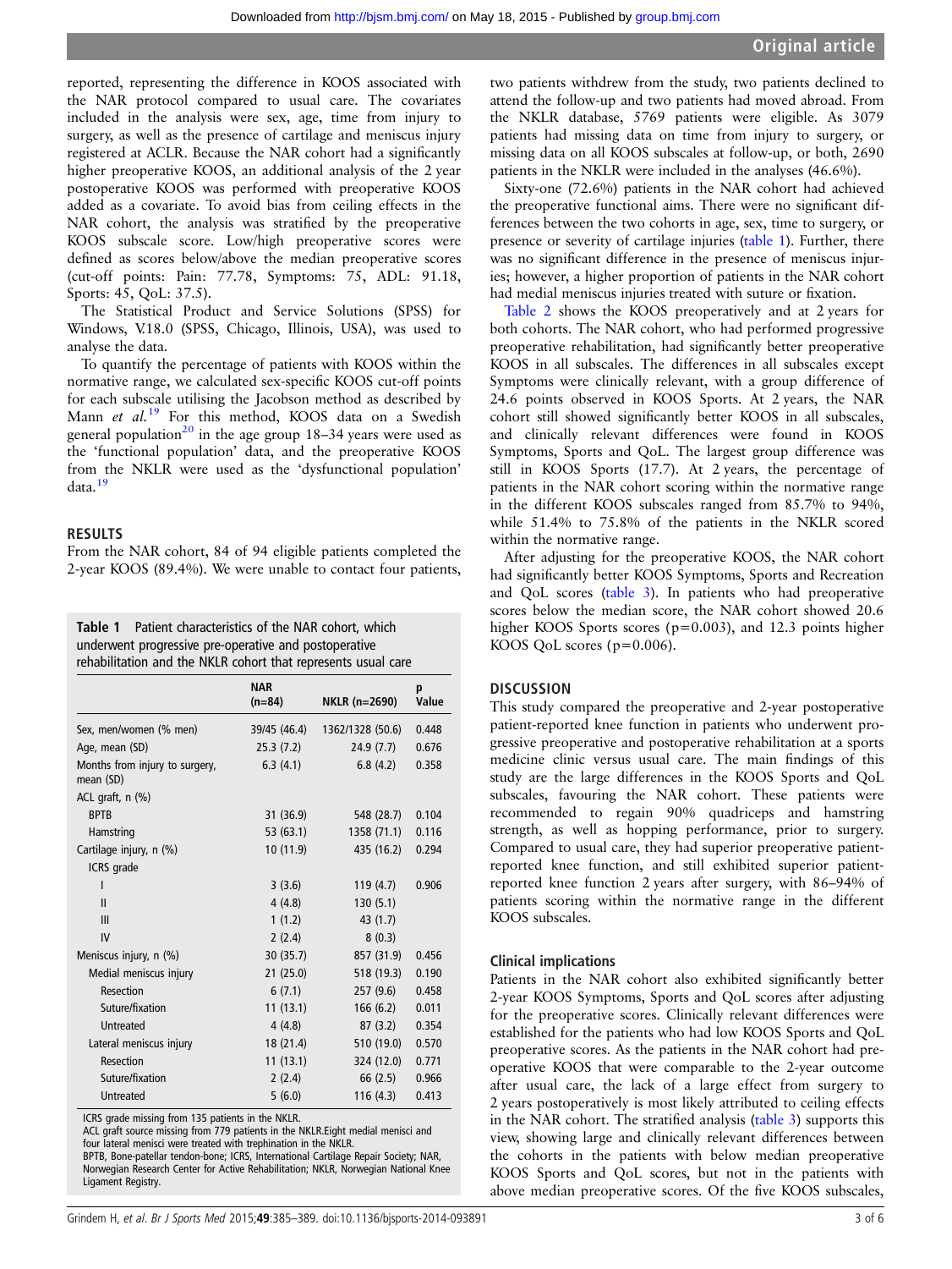reported, representing the difference in KOOS associated with the NAR protocol compared to usual care. The covariates included in the analysis were sex, age, time from injury to surgery, as well as the presence of cartilage and meniscus injury registered at ACLR. Because the NAR cohort had a significantly higher preoperative KOOS, an additional analysis of the 2 year postoperative KOOS was performed with preoperative KOOS added as a covariate. To avoid bias from ceiling effects in the NAR cohort, the analysis was stratified by the preoperative KOOS subscale score. Low/high preoperative scores were defined as scores below/above the median preoperative scores (cut-off points: Pain: 77.78, Symptoms: 75, ADL: 91.18, Sports: 45, QoL: 37.5).

The Statistical Product and Service Solutions (SPSS) for Windows, V.18.0 (SPSS, Chicago, Illinois, USA), was used to analyse the data.

To quantify the percentage of patients with KOOS within the normative range, we calculated sex-specific KOOS cut-off points for each subscale utilising the Jacobson method as described by Mann *et al.*[19] For this method, KOOS data on a Swedish general population[20] in the age group 18–34 years were used as the 'functional population' data, and the preoperative KOOS from the NKLR were used as the 'dysfunctional population' data.[19]

## RESULTS

From the NAR cohort, 84 of 94 eligible patients completed the 2-year KOOS (89.4%). We were unable to contact four patients, two patients withdrew from the study, two patients declined to attend the follow-up and two patients had moved abroad. From the NKLR database, 5769 patients were eligible. As 3079 patients had missing data on time from injury to surgery, or missing data on all KOOS subscales at follow-up, or both, 2690 patients in the NKLR were included in the analyses (46.6%).

Sixty-one (72.6%) patients in the NAR cohort had achieved the preoperative functional aims. There were no significant differences between the two cohorts in age, sex, time to surgery, or presence or severity of cartilage injuries (table 1). Further, there was no significant difference in the presence of meniscus injuries; however, a higher proportion of patients in the NAR cohort had medial meniscus injuries treated with suture or fixation.

Table 2 shows the KOOS preoperatively and at 2 years for both cohorts. The NAR cohort, who had performed progressive preoperative rehabilitation, had significantly better preoperative KOOS in all subscales. The differences in all subscales except Symptoms were clinically relevant, with a group difference of 24.6 points observed in KOOS Sports. At 2 years, the NAR cohort still showed significantly better KOOS in all subscales, and clinically relevant differences were found in KOOS Symptoms, Sports and QoL. The largest group difference was still in KOOS Sports (17.7). At 2 years, the percentage of patients in the NAR cohort scoring within the normative range in the different KOOS subscales ranged from 85.7% to 94%, while 51.4% to 75.8% of the patients in the NKLR scored within the normative range.

After adjusting for the preoperative KOOS, the NAR cohort had significantly better KOOS Symptoms, Sports and Recreation and QoL scores (table 3). In patients who had preoperative scores below the median score, the NAR cohort showed 20.6 higher KOOS Sports scores (p=0.003), and 12.3 points higher KOOS QoL scores (p=0.006).

**Table 1** Patient characteristics of the NAR cohort, which underwent progressive pre-operative and postoperative rehabilitation and the NKLR cohort that represents usual care

| | NAR (n=84) | NKLR (n=2690) | p Value |
|---|---|---|---|
| Sex, men/women (% men) | 39/45 (46.4) | 1362/1328 (50.6) | 0.448 |
| Age, mean (SD) | 25.3 (7.2) | 24.9 (7.7) | 0.676 |
| Months from injury to surgery, mean (SD) | 6.3 (4.1) | 6.8 (4.2) | 0.358 |
| ACL graft, n (%) | | | |
| BPTB | 31 (36.9) | 548 (28.7) | 0.104 |
| Hamstring | 53 (63.1) | 1358 (71.1) | 0.116 |
| Cartilage injury, n (%) | 10 (11.9) | 435 (16.2) | 0.294 |
| ICRS grade | | | |
| I | 3 (3.6) | 119 (4.7) | 0.906 |
| II | 4 (4.8) | 130 (5.1) | |
| III | 1 (1.2) | 43 (1.7) | |
| IV | 2 (2.4) | 8 (0.3) | |
| Meniscus injury, n (%) | 30 (35.7) | 857 (31.9) | 0.456 |
| Medial meniscus injury | 21 (25.0) | 518 (19.3) | 0.190 |
| Resection | 6 (7.1) | 257 (9.6) | 0.458 |
| Suture/fixation | 11 (13.1) | 166 (6.2) | 0.011 |
| Untreated | 4 (4.8) | 87 (3.2) | 0.354 |
| Lateral meniscus injury | 18 (21.4) | 510 (19.0) | 0.570 |
| Resection | 11 (13.1) | 324 (12.0) | 0.771 |
| Suture/fixation | 2 (2.4) | 66 (2.5) | 0.966 |
| Untreated | 5 (6.0) | 116 (4.3) | 0.413 |

ICRS grade missing from 135 patients in the NKLR.
ACL graft source missing from 779 patients in the NKLR.Eight medial menisci and four lateral menisci were treated with trephination in the NKLR.
BPTB, Bone-patellar tendon-bone; ICRS, International Cartilage Repair Society; NAR, Norwegian Research Center for Active Rehabilitation; NKLR, Norwegian National Knee Ligament Registry.

## DISCUSSION

This study compared the preoperative and 2-year postoperative patient-reported knee function in patients who underwent progressive preoperative and postoperative rehabilitation at a sports medicine clinic versus usual care. The main findings of this study are the large differences in the KOOS Sports and QoL subscales, favouring the NAR cohort. These patients were recommended to regain 90% quadriceps and hamstring strength, as well as hopping performance, prior to surgery. Compared to usual care, they had superior preoperative patient-reported knee function, and still exhibited superior patient-reported knee function 2 years after surgery, with 86–94% of patients scoring within the normative range in the different KOOS subscales.

### Clinical implications

Patients in the NAR cohort also exhibited significantly better 2-year KOOS Symptoms, Sports and QoL scores after adjusting for the preoperative scores. Clinically relevant differences were established for the patients who had low KOOS Sports and QoL preoperative scores. As the patients in the NAR cohort had preoperative KOOS that were comparable to the 2-year outcome after usual care, the lack of a large effect from surgery to 2 years postoperatively is most likely attributed to ceiling effects in the NAR cohort. The stratified analysis (table 3) supports this view, showing large and clinically relevant differences between the cohorts in the patients with below median preoperative KOOS Sports and QoL scores, but not in the patients with above median preoperative scores. Of the five KOOS subscales,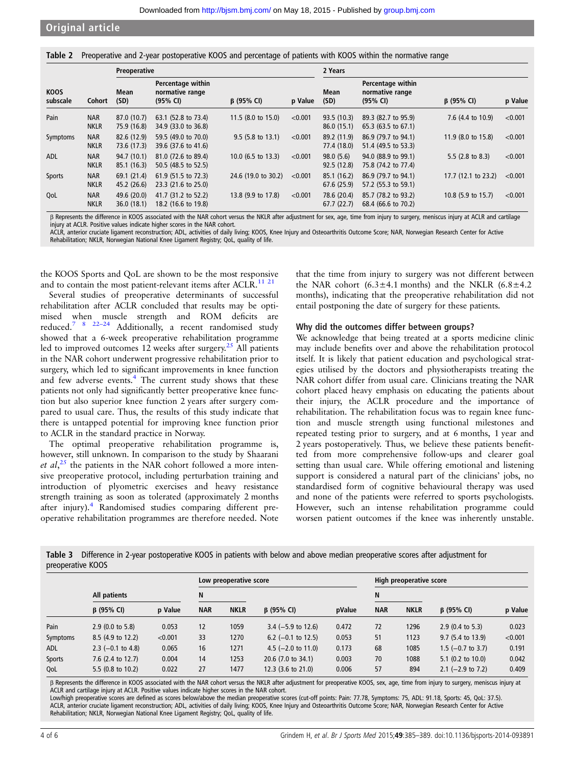**Table 2** Preoperative and 2-year postoperative KOOS and percentage of patients with KOOS within the normative range

| | | Preoperative | | | | 2 Years | | | |
|---|---|---|---|---|---|---|---|---|---|
| KOOS subscale | Cohort | Mean (SD) | Percentage within normative range (95% CI) | β (95% CI) | p Value | Mean (SD) | Percentage within normative range (95% CI) | β (95% CI) | p Value |
| Pain | NAR | 87.0 (10.7) | 63.1 (52.8 to 73.4) | 11.5 (8.0 to 15.0) | <0.001 | 93.5 (10.3) | 89.3 (82.7 to 95.9) | 7.6 (4.4 to 10.9) | <0.001 |
| | NKLR | 75.9 (16.8) | 34.9 (33.0 to 36.8) | | | 86.0 (15.1) | 65.3 (63.5 to 67.1) | | |
| Symptoms | NAR | 82.6 (12.9) | 59.5 (49.0 to 70.0) | 9.5 (5.8 to 13.1) | <0.001 | 89.2 (11.9) | 86.9 (79.7 to 94.1) | 11.9 (8.0 to 15.8) | <0.001 |
| | NKLR | 73.6 (17.3) | 39.6 (37.6 to 41.6) | | | 77.4 (18.0) | 51.4 (49.5 to 53.3) | | |
| ADL | NAR | 94.7 (10.1) | 81.0 (72.6 to 89.4) | 10.0 (6.5 to 13.3) | <0.001 | 98.0 (5.6) | 94.0 (88.9 to 99.1) | 5.5 (2.8 to 8.3) | <0.001 |
| | NKLR | 85.1 (16.3) | 50.5 (48.5 to 52.5) | | | 92.5 (12.8) | 75.8 (74.2 to 77.4) | | |
| Sports | NAR | 69.1 (21.4) | 61.9 (51.5 to 72.3) | 24.6 (19.0 to 30.2) | <0.001 | 85.1 (16.2) | 86.9 (79.7 to 94.1) | 17.7 (12.1 to 23.2) | <0.001 |
| | NKLR | 45.2 (26.6) | 23.3 (21.6 to 25.0) | | | 67.6 (25.9) | 57.2 (55.3 to 59.1) | | |
| QoL | NAR | 49.6 (20.0) | 41.7 (31.2 to 52.2) | 13.8 (9.9 to 17.8) | <0.001 | 78.6 (20.4) | 85.7 (78.2 to 93.2) | 10.8 (5.9 to 15.7) | <0.001 |
| | NKLR | 36.0 (18.1) | 18.2 (16.6 to 19.8) | | | 67.7 (22.7) | 68.4 (66.6 to 70.2) | | |

β Represents the difference in KOOS associated with the NAR cohort versus the NKLR after adjustment for sex, age, time from injury to surgery, meniscus injury at ACLR and cartilage injury at ACLR. Positive values indicate higher scores in the NAR cohort.
ACLR, anterior cruciate ligament reconstruction; ADL, activities of daily living; KOOS, Knee Injury and Osteoarthritis Outcome Score; NAR, Norwegian Research Center for Active Rehabilitation; NKLR, Norwegian National Knee Ligament Registry; QoL, quality of life.

the KOOS Sports and QoL are shown to be the most responsive and to contain the most patient-relevant items after ACLR.[11 21]

Several studies of preoperative determinants of successful rehabilitation after ACLR concluded that results may be optimised when muscle strength and ROM deficits are reduced.[7 8 22–24] Additionally, a recent randomised study showed that a 6-week preoperative rehabilitation programme led to improved outcomes 12 weeks after surgery.[25] All patients in the NAR cohort underwent progressive rehabilitation prior to surgery, which led to significant improvements in knee function and few adverse events.[4] The current study shows that these patients not only had significantly better preoperative knee function but also superior knee function 2 years after surgery compared to usual care. Thus, the results of this study indicate that there is untapped potential for improving knee function prior to ACLR in the standard practice in Norway.

The optimal preoperative rehabilitation programme is, however, still unknown. In comparison to the study by Shaarani *et al*,[25] the patients in the NAR cohort followed a more intensive preoperative protocol, including perturbation training and introduction of plyometric exercises and heavy resistance strength training as soon as tolerated (approximately 2 months after injury).[4] Randomised studies comparing different preoperative rehabilitation programmes are therefore needed. Note that the time from injury to surgery was not different between the NAR cohort (6.3±4.1 months) and the NKLR (6.8±4.2 months), indicating that the preoperative rehabilitation did not entail postponing the date of surgery for these patients.

### Why did the outcomes differ between groups?

We acknowledge that being treated at a sports medicine clinic may include benefits over and above the rehabilitation protocol itself. It is likely that patient education and psychological strategies utilised by the doctors and physiotherapists treating the NAR cohort differ from usual care. Clinicians treating the NAR cohort placed heavy emphasis on educating the patients about their injury, the ACLR procedure and the importance of rehabilitation. The rehabilitation focus was to regain knee function and muscle strength using functional milestones and repeated testing prior to surgery, and at 6 months, 1 year and 2 years postoperatively. Thus, we believe these patients benefitted from more comprehensive follow-ups and clearer goal setting than usual care. While offering emotional and listening support is considered a natural part of the clinicians' jobs, no standardised form of cognitive behavioural therapy was used and none of the patients were referred to sports psychologists. However, such an intense rehabilitation programme could worsen patient outcomes if the knee was inherently unstable.

**Table 3** Difference in 2-year postoperative KOOS in patients with below and above median preoperative scores after adjustment for preoperative KOOS

| | All patients | | Low preoperative score | | | | High preoperative score | | | |
|---|---|---|---|---|---|---|---|---|---|---|
| | | | N | | | | N | | | |
| | β (95% CI) | p Value | NAR | NKLR | β (95% CI) | pValue | NAR | NKLR | β (95% CI) | p Value |
| Pain | 2.9 (0.0 to 5.8) | 0.053 | 12 | 1059 | 3.4 (−5.9 to 12.6) | 0.472 | 72 | 1296 | 2.9 (0.4 to 5.3) | 0.023 |
| Symptoms | 8.5 (4.9 to 12.2) | <0.001 | 33 | 1270 | 6.2 (−0.1 to 12.5) | 0.053 | 51 | 1123 | 9.7 (5.4 to 13.9) | <0.001 |
| ADL | 2.3 (−0.1 to 4.8) | 0.065 | 16 | 1271 | 4.5 (−2.0 to 11.0) | 0.173 | 68 | 1085 | 1.5 (−0.7 to 3.7) | 0.191 |
| Sports | 7.6 (2.4 to 12.7) | 0.004 | 14 | 1253 | 20.6 (7.0 to 34.1) | 0.003 | 70 | 1088 | 5.1 (0.2 to 10.0) | 0.042 |
| QoL | 5.5 (0.8 to 10.2) | 0.022 | 27 | 1477 | 12.3 (3.6 to 21.0) | 0.006 | 57 | 894 | 2.1 (−2.9 to 7.2) | 0.409 |

β Represents the difference in KOOS associated with the NAR cohort versus the NKLR after adjustment for preoperative KOOS, sex, age, time from injury to surgery, meniscus injury at ACLR and cartilage injury at ACLR. Positive values indicate higher scores in the NAR cohort.
Low/high preoperative scores are defined as scores below/above the median preoperative scores (cut-off points: Pain: 77.78, Symptoms: 75, ADL: 91.18, Sports: 45, QoL: 37.5).
ACLR, anterior cruciate ligament reconstruction; ADL, activities of daily living; KOOS, Knee Injury and Osteoarthritis Outcome Score; NAR, Norwegian Research Center for Active Rehabilitation; NKLR, Norwegian National Knee Ligament Registry; QoL, quality of life.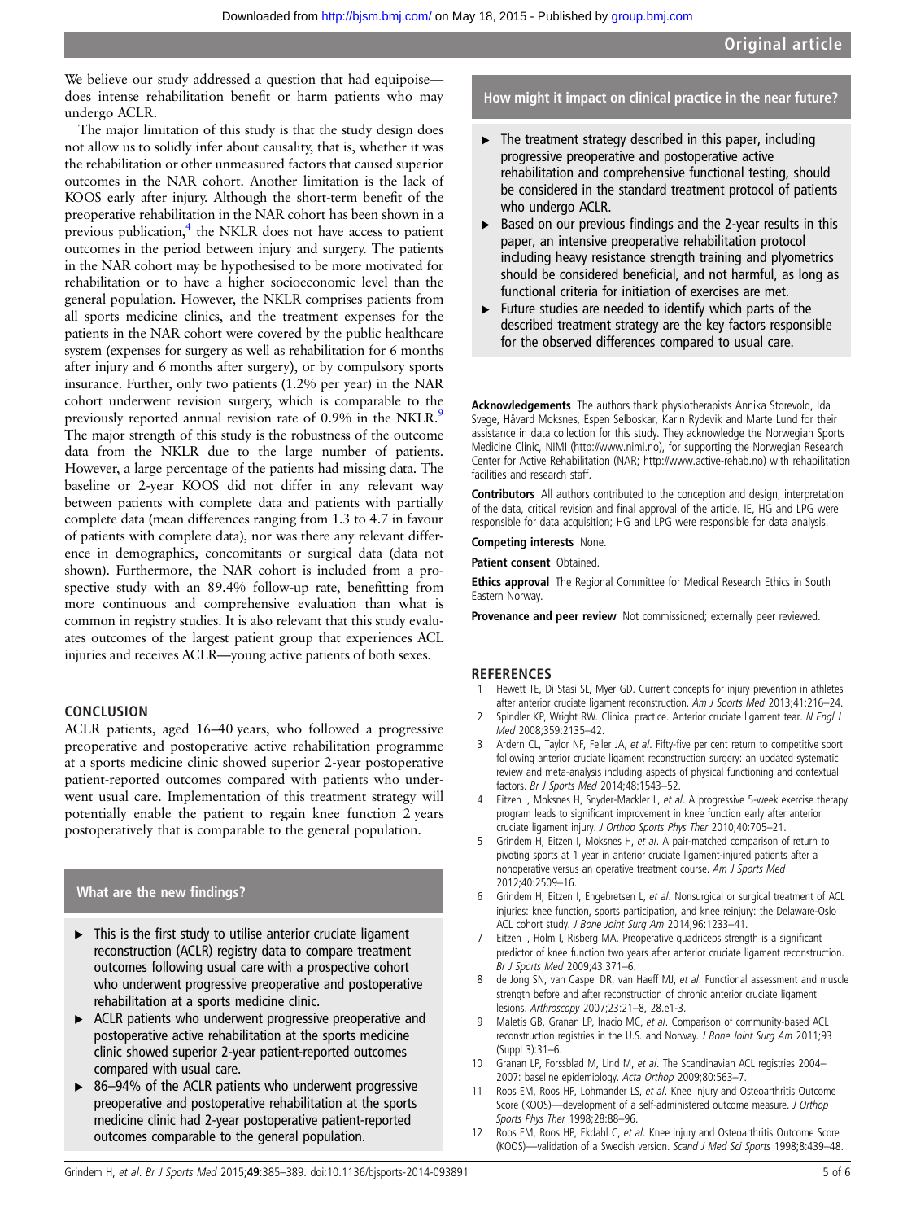We believe our study addressed a question that had equipoise—does intense rehabilitation benefit or harm patients who may undergo ACLR.

The major limitation of this study is that the study design does not allow us to solidly infer about causality, that is, whether it was the rehabilitation or other unmeasured factors that caused superior outcomes in the NAR cohort. Another limitation is the lack of KOOS early after injury. Although the short-term benefit of the preoperative rehabilitation in the NAR cohort has been shown in a previous publication,[4] the NKLR does not have access to patient outcomes in the period between injury and surgery. The patients in the NAR cohort may be hypothesised to be more motivated for rehabilitation or to have a higher socioeconomic level than the general population. However, the NKLR comprises patients from all sports medicine clinics, and the treatment expenses for the patients in the NAR cohort were covered by the public healthcare system (expenses for surgery as well as rehabilitation for 6 months after injury and 6 months after surgery), or by compulsory sports insurance. Further, only two patients (1.2% per year) in the NAR cohort underwent revision surgery, which is comparable to the previously reported annual revision rate of 0.9% in the NKLR.[9] The major strength of this study is the robustness of the outcome data from the NKLR due to the large number of patients. However, a large percentage of the patients had missing data. The baseline or 2-year KOOS did not differ in any relevant way between patients with complete data and patients with partially complete data (mean differences ranging from 1.3 to 4.7 in favour of patients with complete data), nor was there any relevant difference in demographics, concomitants or surgical data (data not shown). Furthermore, the NAR cohort is included from a prospective study with an 89.4% follow-up rate, benefitting from more continuous and comprehensive evaluation than what is common in registry studies. It is also relevant that this study evaluates outcomes of the largest patient group that experiences ACL injuries and receives ACLR—young active patients of both sexes.

## CONCLUSION

ACLR patients, aged 16–40 years, who followed a progressive preoperative and postoperative active rehabilitation programme at a sports medicine clinic showed superior 2-year postoperative patient-reported outcomes compared with patients who underwent usual care. Implementation of this treatment strategy will potentially enable the patient to regain knee function 2 years postoperatively that is comparable to the general population.

### What are the new findings?

- This is the first study to utilise anterior cruciate ligament reconstruction (ACLR) registry data to compare treatment outcomes following usual care with a prospective cohort who underwent progressive preoperative and postoperative rehabilitation at a sports medicine clinic.
- ACLR patients who underwent progressive preoperative and postoperative active rehabilitation at the sports medicine clinic showed superior 2-year patient-reported outcomes compared with usual care.
- 86–94% of the ACLR patients who underwent progressive preoperative and postoperative rehabilitation at the sports medicine clinic had 2-year postoperative patient-reported outcomes comparable to the general population.

### How might it impact on clinical practice in the near future?

- The treatment strategy described in this paper, including progressive preoperative and postoperative active rehabilitation and comprehensive functional testing, should be considered in the standard treatment protocol of patients who undergo ACLR.
- Based on our previous findings and the 2-year results in this paper, an intensive preoperative rehabilitation protocol including heavy resistance strength training and plyometrics should be considered beneficial, and not harmful, as long as functional criteria for initiation of exercises are met.
- Future studies are needed to identify which parts of the described treatment strategy are the key factors responsible for the observed differences compared to usual care.

**Acknowledgements** The authors thank physiotherapists Annika Storevold, Ida Svege, Håvard Moksnes, Espen Selboskar, Karin Rydevik and Marte Lund for their assistance in data collection for this study. They acknowledge the Norwegian Sports Medicine Clinic, NIMI (http://www.nimi.no), for supporting the Norwegian Research Center for Active Rehabilitation (NAR; http://www.active-rehab.no) with rehabilitation facilities and research staff.

**Contributors** All authors contributed to the conception and design, interpretation of the data, critical revision and final approval of the article. IE, HG and LPG were responsible for data acquisition; HG and LPG were responsible for data analysis.

**Competing interests** None.

**Patient consent** Obtained.

**Ethics approval** The Regional Committee for Medical Research Ethics in South Eastern Norway.

**Provenance and peer review** Not commissioned; externally peer reviewed.

## REFERENCES

1. Hewett TE, Di Stasi SL, Myer GD. Current concepts for injury prevention in athletes after anterior cruciate ligament reconstruction. *Am J Sports Med* 2013;41:216–24.
2. Spindler KP, Wright RW. Clinical practice. Anterior cruciate ligament tear. *N Engl J Med* 2008;359:2135–42.
3. Ardern CL, Taylor NF, Feller JA, *et al*. Fifty-five per cent return to competitive sport following anterior cruciate ligament reconstruction surgery: an updated systematic review and meta-analysis including aspects of physical functioning and contextual factors. *Br J Sports Med* 2014;48:1543–52.
4. Eitzen I, Moksnes H, Snyder-Mackler L, *et al*. A progressive 5-week exercise therapy program leads to significant improvement in knee function early after anterior cruciate ligament injury. *J Orthop Sports Phys Ther* 2010;40:705–21.
5. Grindem H, Eitzen I, Moksnes H, *et al*. A pair-matched comparison of return to pivoting sports at 1 year in anterior cruciate ligament-injured patients after a nonoperative versus an operative treatment course. *Am J Sports Med* 2012;40:2509–16.
6. Grindem H, Eitzen I, Engebretsen L, *et al*. Nonsurgical or surgical treatment of ACL injuries: knee function, sports participation, and knee reinjury: the Delaware-Oslo ACL cohort study. *J Bone Joint Surg Am* 2014;96:1233–41.
7. Eitzen I, Holm I, Risberg MA. Preoperative quadriceps strength is a significant predictor of knee function two years after anterior cruciate ligament reconstruction. *Br J Sports Med* 2009;43:371–6.
8. de Jong SN, van Caspel DR, van Haeff MJ, *et al*. Functional assessment and muscle strength before and after reconstruction of chronic anterior cruciate ligament lesions. *Arthroscopy* 2007;23:21–8, 28.e1-3.
9. Maletis GB, Granan LP, Inacio MC, *et al*. Comparison of community-based ACL reconstruction registries in the U.S. and Norway. *J Bone Joint Surg Am* 2011;93 (Suppl 3):31–6.
10. Granan LP, Forssblad M, Lind M, *et al*. The Scandinavian ACL registries 2004–2007: baseline epidemiology. *Acta Orthop* 2009;80:563–7.
11. Roos EM, Roos HP, Lohmander LS, *et al*. Knee Injury and Osteoarthritis Outcome Score (KOOS)—development of a self-administered outcome measure. *J Orthop Sports Phys Ther* 1998;28:88–96.
12. Roos EM, Roos HP, Ekdahl C, *et al*. Knee injury and Osteoarthritis Outcome Score (KOOS)—validation of a Swedish version. *Scand J Med Sci Sports* 1998;8:439–48.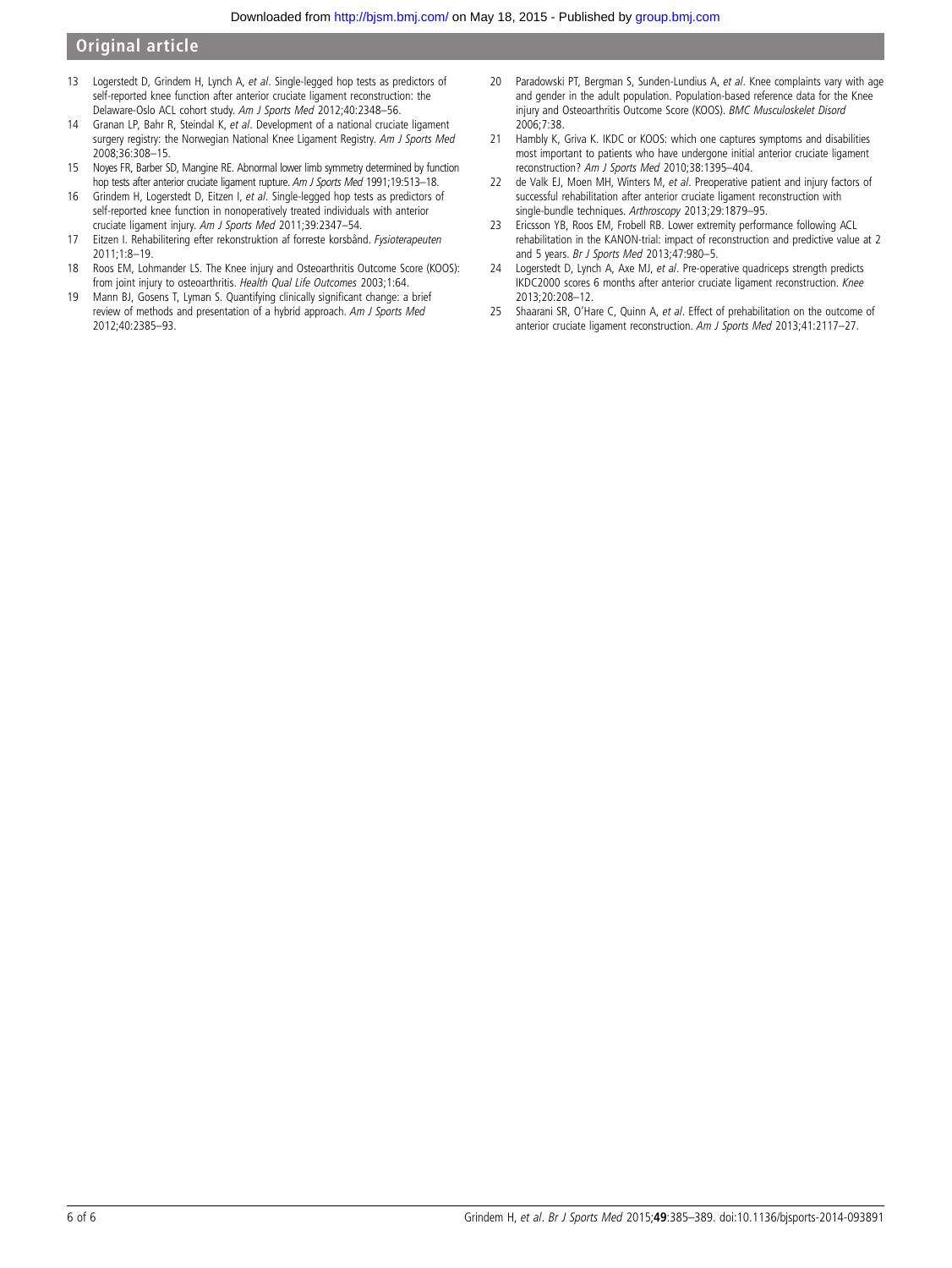13 Logerstedt D, Grindem H, Lynch A, *et al*. Single-legged hop tests as predictors of self-reported knee function after anterior cruciate ligament reconstruction: the Delaware-Oslo ACL cohort study. *Am J Sports Med* 2012;40:2348–56.

14 Granan LP, Bahr R, Steindal K, *et al*. Development of a national cruciate ligament surgery registry: the Norwegian National Knee Ligament Registry. *Am J Sports Med* 2008;36:308–15.

15 Noyes FR, Barber SD, Mangine RE. Abnormal lower limb symmetry determined by function hop tests after anterior cruciate ligament rupture. *Am J Sports Med* 1991;19:513–18.

16 Grindem H, Logerstedt D, Eitzen I, *et al*. Single-legged hop tests as predictors of self-reported knee function in nonoperatively treated individuals with anterior cruciate ligament injury. *Am J Sports Med* 2011;39:2347–54.

17 Eitzen I. Rehabilitering efter rekonstruktion af forreste korsbånd. *Fysioterapeuten* 2011;1:8–19.

18 Roos EM, Lohmander LS. The Knee injury and Osteoarthritis Outcome Score (KOOS): from joint injury to osteoarthritis. *Health Qual Life Outcomes* 2003;1:64.

19 Mann BJ, Gosens T, Lyman S. Quantifying clinically significant change: a brief review of methods and presentation of a hybrid approach. *Am J Sports Med* 2012;40:2385–93.

20 Paradowski PT, Bergman S, Sunden-Lundius A, *et al*. Knee complaints vary with age and gender in the adult population. Population-based reference data for the Knee injury and Osteoarthritis Outcome Score (KOOS). *BMC Musculoskelet Disord* 2006;7:38.

21 Hambly K, Griva K. IKDC or KOOS: which one captures symptoms and disabilities most important to patients who have undergone initial anterior cruciate ligament reconstruction? *Am J Sports Med* 2010;38:1395–404.

22 de Valk EJ, Moen MH, Winters M, *et al*. Preoperative patient and injury factors of successful rehabilitation after anterior cruciate ligament reconstruction with single-bundle techniques. *Arthroscopy* 2013;29:1879–95.

23 Ericsson YB, Roos EM, Frobell RB. Lower extremity performance following ACL rehabilitation in the KANON-trial: impact of reconstruction and predictive value at 2 and 5 years. *Br J Sports Med* 2013;47:980–5.

24 Logerstedt D, Lynch A, Axe MJ, *et al*. Pre-operative quadriceps strength predicts IKDC2000 scores 6 months after anterior cruciate ligament reconstruction. *Knee* 2013;20:208–12.

25 Shaarani SR, O'Hare C, Quinn A, *et al*. Effect of prehabilitation on the outcome of anterior cruciate ligament reconstruction. *Am J Sports Med* 2013;41:2117–27.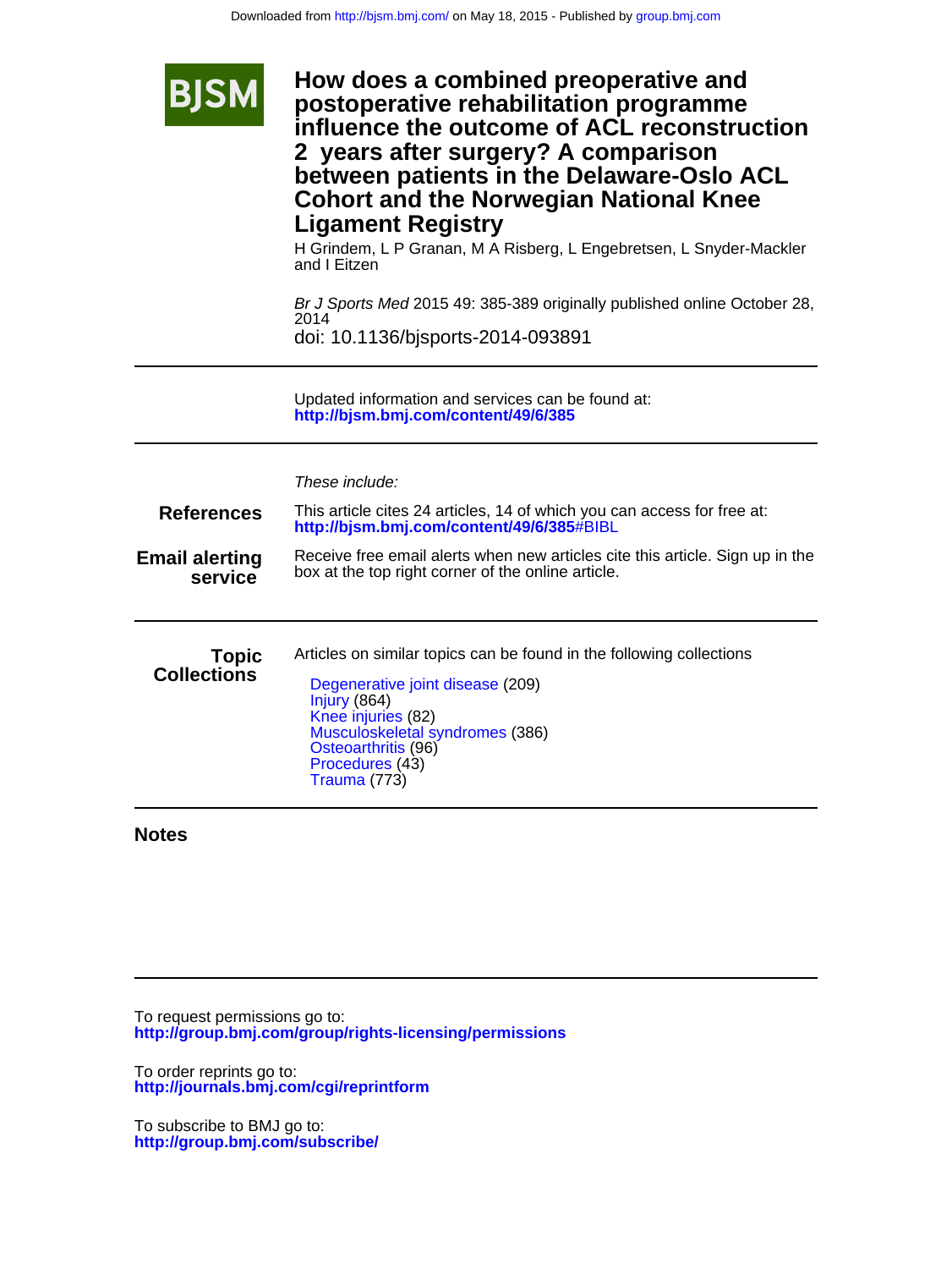Downloaded from http://bjsm.bmj.com/ on May 18, 2015 - Published by group.bmj.com

BJSM

# How does a combined preoperative and postoperative rehabilitation programme influence the outcome of ACL reconstruction 2 years after surgery? A comparison between patients in the Delaware-Oslo ACL Cohort and the Norwegian National Knee Ligament Registry

H Grindem, L P Granan, M A Risberg, L Engebretsen, L Snyder-Mackler and I Eitzen

*Br J Sports Med* 2015 49: 385-389 originally published online October 28, 2014

doi: 10.1136/bjsports-2014-093891

Updated information and services can be found at:
**http://bjsm.bmj.com/content/49/6/385**

*These include:*

**References**

This article cites 24 articles, 14 of which you can access for free at:
**http://bjsm.bmj.com/content/49/6/385**#BIBL

**Email alerting service**

Receive free email alerts when new articles cite this article. Sign up in the box at the top right corner of the online article.

**Topic Collections**

Articles on similar topics can be found in the following collections

- Degenerative joint disease (209)
- Injury (864)
- Knee injuries (82)
- Musculoskeletal syndromes (386)
- Osteoarthritis (96)
- Procedures (43)
- Trauma (773)

## Notes

To request permissions go to:
**http://group.bmj.com/group/rights-licensing/permissions**

To order reprints go to:
**http://journals.bmj.com/cgi/reprintform**

To subscribe to BMJ go to:
**http://group.bmj.com/subscribe/**